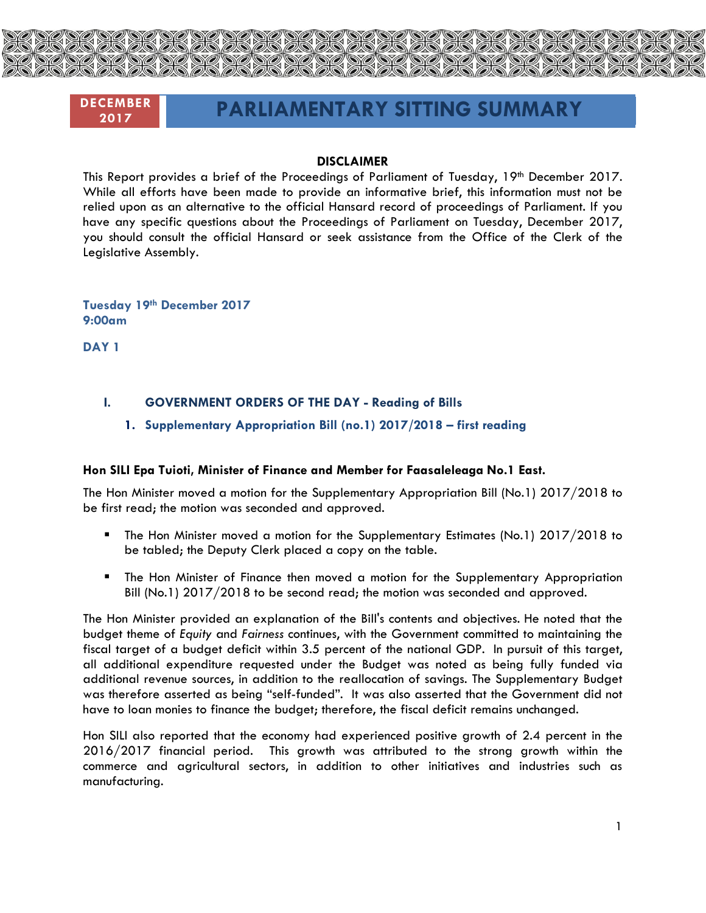**DECEMBER 2017**

# PARLIAMENTARY SITTING SUMMARY

**DISCLAIMER**

This Report provides a brief of the Proceedings of Parliament of Tuesday, 19th December 2017. While all efforts have been made to provide an informative brief, this information must not be relied upon as an alternative to the official Hansard record of proceedings of Parliament. If you have any specific questions about the Proceedings of Parliament on Tuesday, December 2017, you should consult the official Hansard or seek assistance from the Office of the Clerk of the Legislative Assembly.

**Tuesday 19th December 2017**
**9:00am**

**DAY 1**

## I. GOVERNMENT ORDERS OF THE DAY - Reading of Bills

### 1. Supplementary Appropriation Bill (no.1) 2017/2018 – first reading

**Hon SILI Epa Tuioti, Minister of Finance and Member for Faasaleleaga No.1 East.**

The Hon Minister moved a motion for the Supplementary Appropriation Bill (No.1) 2017/2018 to be first read; the motion was seconded and approved.

- The Hon Minister moved a motion for the Supplementary Estimates (No.1) 2017/2018 to be tabled; the Deputy Clerk placed a copy on the table.
- The Hon Minister of Finance then moved a motion for the Supplementary Appropriation Bill (No.1) 2017/2018 to be second read; the motion was seconded and approved.

The Hon Minister provided an explanation of the Bill's contents and objectives. He noted that the budget theme of *Equity* and *Fairness* continues, with the Government committed to maintaining the fiscal target of a budget deficit within 3.5 percent of the national GDP. In pursuit of this target, all additional expenditure requested under the Budget was noted as being fully funded via additional revenue sources, in addition to the reallocation of savings. The Supplementary Budget was therefore asserted as being "self-funded". It was also asserted that the Government did not have to loan monies to finance the budget; therefore, the fiscal deficit remains unchanged.

Hon SILI also reported that the economy had experienced positive growth of 2.4 percent in the 2016/2017 financial period. This growth was attributed to the strong growth within the commerce and agricultural sectors, in addition to other initiatives and industries such as manufacturing.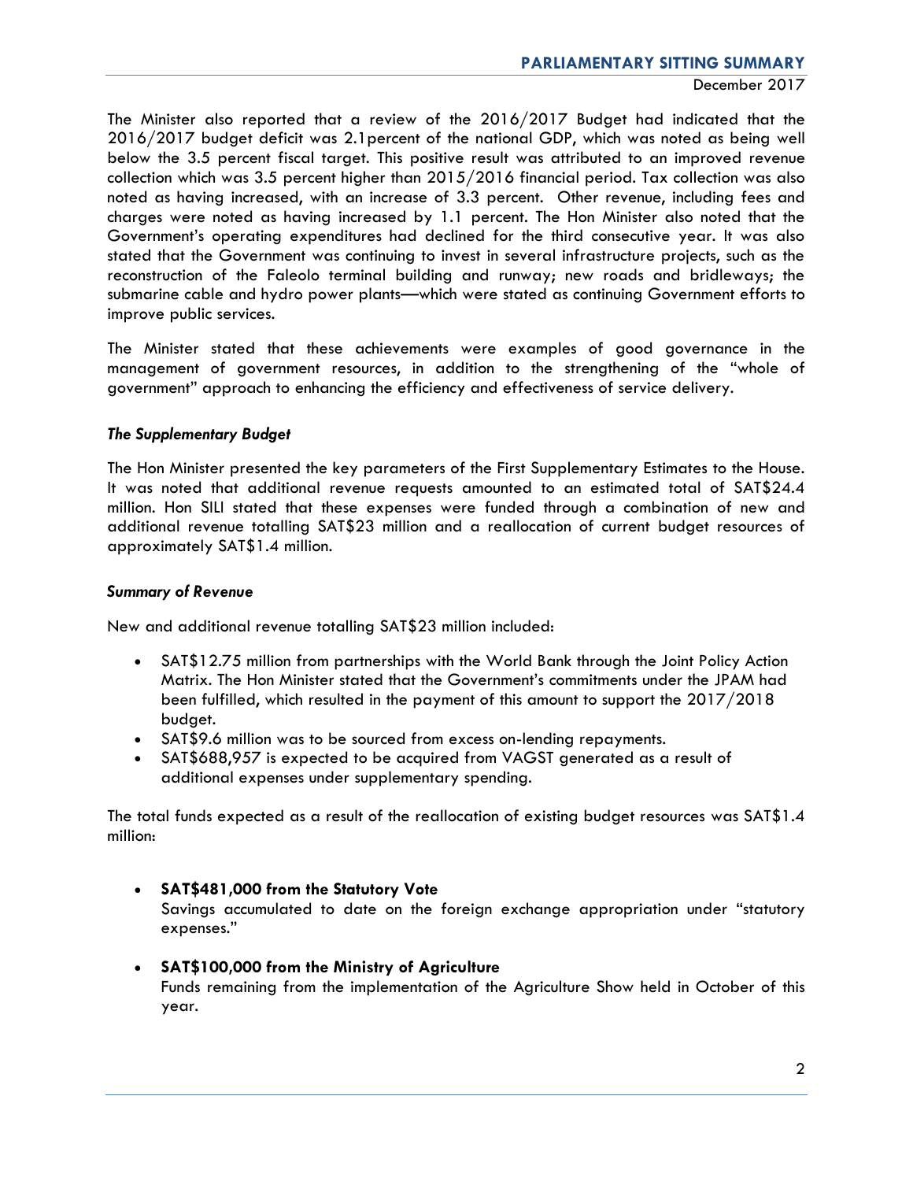The Minister also reported that a review of the 2016/2017 Budget had indicated that the 2016/2017 budget deficit was 2.1percent of the national GDP, which was noted as being well below the 3.5 percent fiscal target. This positive result was attributed to an improved revenue collection which was 3.5 percent higher than 2015/2016 financial period. Tax collection was also noted as having increased, with an increase of 3.3 percent. Other revenue, including fees and charges were noted as having increased by 1.1 percent. The Hon Minister also noted that the Government's operating expenditures had declined for the third consecutive year. It was also stated that the Government was continuing to invest in several infrastructure projects, such as the reconstruction of the Faleolo terminal building and runway; new roads and bridleways; the submarine cable and hydro power plants—which were stated as continuing Government efforts to improve public services.

The Minister stated that these achievements were examples of good governance in the management of government resources, in addition to the strengthening of the "whole of government" approach to enhancing the efficiency and effectiveness of service delivery.

### *The Supplementary Budget*

The Hon Minister presented the key parameters of the First Supplementary Estimates to the House. It was noted that additional revenue requests amounted to an estimated total of SAT$24.4 million. Hon SILI stated that these expenses were funded through a combination of new and additional revenue totalling SAT$23 million and a reallocation of current budget resources of approximately SAT$1.4 million.

### *Summary of Revenue*

New and additional revenue totalling SAT$23 million included:

- SAT$12.75 million from partnerships with the World Bank through the Joint Policy Action Matrix. The Hon Minister stated that the Government's commitments under the JPAM had been fulfilled, which resulted in the payment of this amount to support the 2017/2018 budget.
- SAT$9.6 million was to be sourced from excess on-lending repayments.
- SAT$688,957 is expected to be acquired from VAGST generated as a result of additional expenses under supplementary spending.

The total funds expected as a result of the reallocation of existing budget resources was SAT$1.4 million:

- **SAT$481,000 from the Statutory Vote**
  Savings accumulated to date on the foreign exchange appropriation under "statutory expenses."

- **SAT$100,000 from the Ministry of Agriculture**
  Funds remaining from the implementation of the Agriculture Show held in October of this year.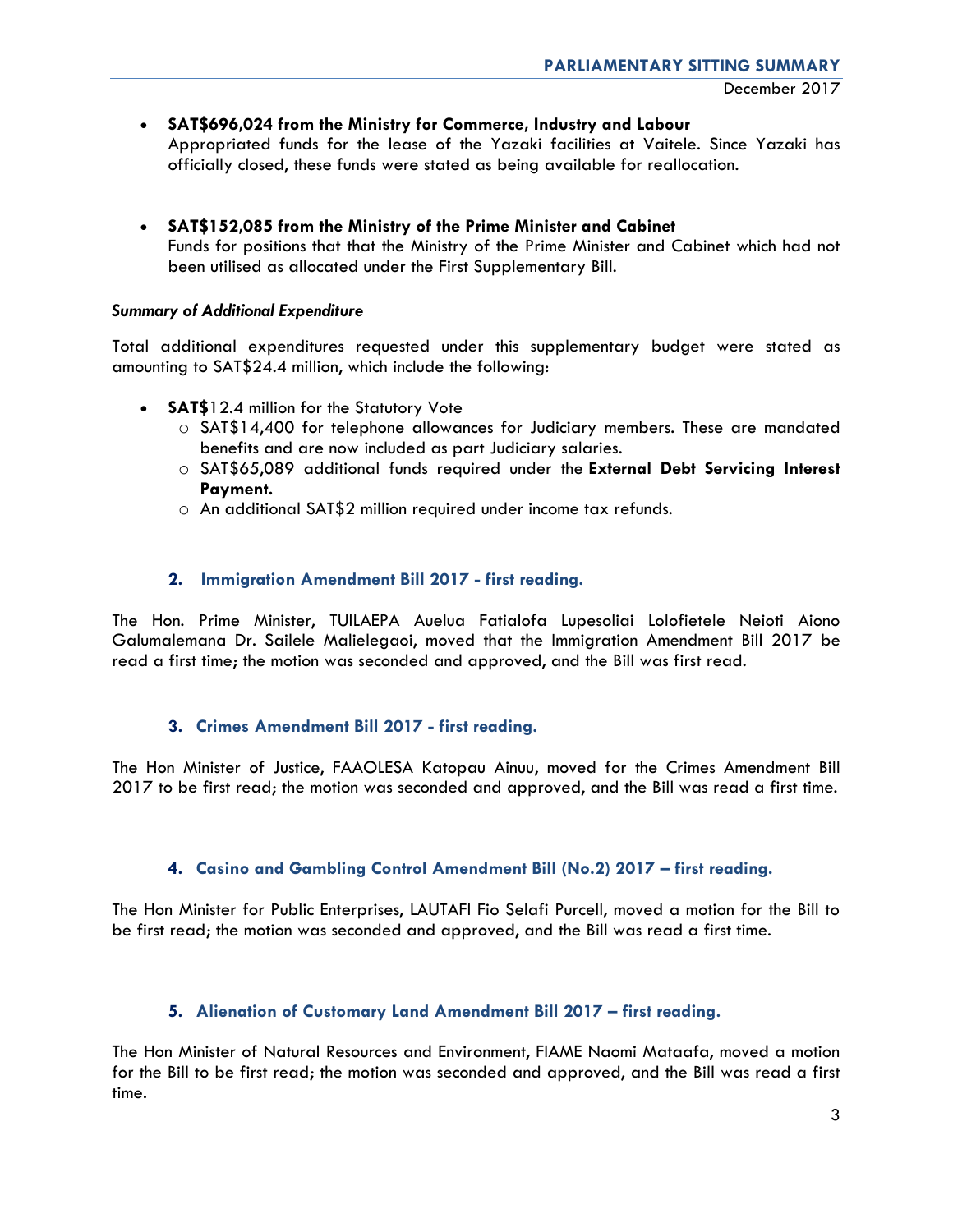- **SAT$696,024 from the Ministry for Commerce, Industry and Labour**
  Appropriated funds for the lease of the Yazaki facilities at Vaitele. Since Yazaki has officially closed, these funds were stated as being available for reallocation.

- **SAT$152,085 from the Ministry of the Prime Minister and Cabinet**
  Funds for positions that that the Ministry of the Prime Minister and Cabinet which had not been utilised as allocated under the First Supplementary Bill.

***Summary of Additional Expenditure***

Total additional expenditures requested under this supplementary budget were stated as amounting to SAT$24.4 million, which include the following:

- **SAT$**12.4 million for the Statutory Vote
  - SAT$14,400 for telephone allowances for Judiciary members. These are mandated benefits and are now included as part Judiciary salaries.
  - SAT$65,089 additional funds required under the **External Debt Servicing Interest Payment.**
  - An additional SAT$2 million required under income tax refunds.

### 2. Immigration Amendment Bill 2017 - first reading.

The Hon. Prime Minister, TUILAEPA Auelua Fatialofa Lupesoliai Lolofietele Neioti Aiono Galumalemana Dr. Sailele Malielegaoi, moved that the Immigration Amendment Bill 2017 be read a first time; the motion was seconded and approved, and the Bill was first read.

### 3. Crimes Amendment Bill 2017 - first reading.

The Hon Minister of Justice, FAAOLESA Katopau Ainuu, moved for the Crimes Amendment Bill 2017 to be first read; the motion was seconded and approved, and the Bill was read a first time.

### 4. Casino and Gambling Control Amendment Bill (No.2) 2017 – first reading.

The Hon Minister for Public Enterprises, LAUTAFI Fio Selafi Purcell, moved a motion for the Bill to be first read; the motion was seconded and approved, and the Bill was read a first time.

### 5. Alienation of Customary Land Amendment Bill 2017 – first reading.

The Hon Minister of Natural Resources and Environment, FIAME Naomi Mataafa, moved a motion for the Bill to be first read; the motion was seconded and approved, and the Bill was read a first time.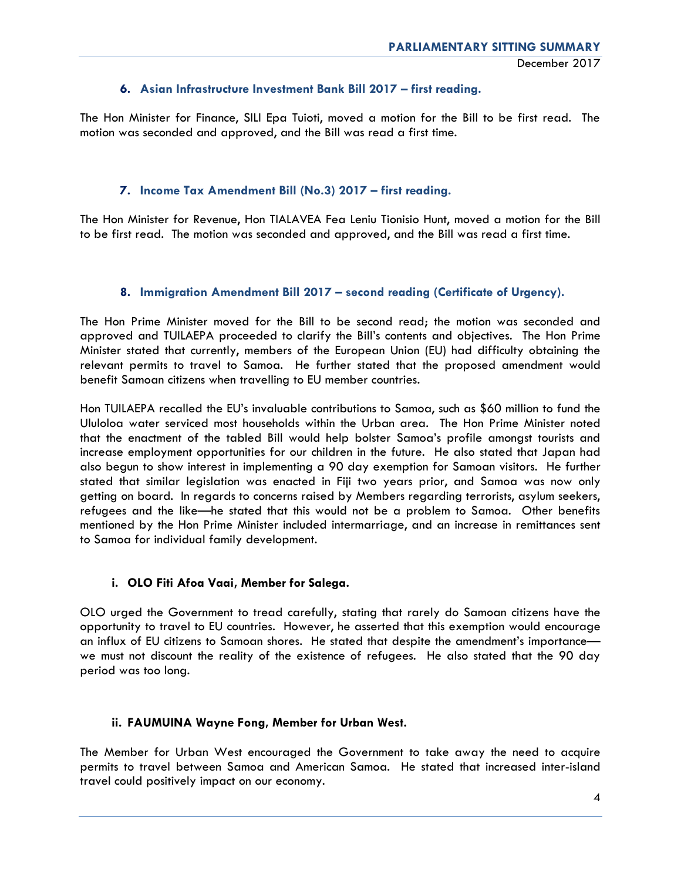### 6. Asian Infrastructure Investment Bank Bill 2017 – first reading.

The Hon Minister for Finance, SILI Epa Tuioti, moved a motion for the Bill to be first read. The motion was seconded and approved, and the Bill was read a first time.

### 7. Income Tax Amendment Bill (No.3) 2017 – first reading.

The Hon Minister for Revenue, Hon TIALAVEA Fea Leniu Tionisio Hunt, moved a motion for the Bill to be first read. The motion was seconded and approved, and the Bill was read a first time.

### 8. Immigration Amendment Bill 2017 – second reading (Certificate of Urgency).

The Hon Prime Minister moved for the Bill to be second read; the motion was seconded and approved and TUILAEPA proceeded to clarify the Bill's contents and objectives. The Hon Prime Minister stated that currently, members of the European Union (EU) had difficulty obtaining the relevant permits to travel to Samoa. He further stated that the proposed amendment would benefit Samoan citizens when travelling to EU member countries.

Hon TUILAEPA recalled the EU's invaluable contributions to Samoa, such as $60 million to fund the Ulululoa water serviced most households within the Urban area. The Hon Prime Minister noted that the enactment of the tabled Bill would help bolster Samoa's profile amongst tourists and increase employment opportunities for our children in the future. He also stated that Japan had also begun to show interest in implementing a 90 day exemption for Samoan visitors. He further stated that similar legislation was enacted in Fiji two years prior, and Samoa was now only getting on board. In regards to concerns raised by Members regarding terrorists, asylum seekers, refugees and the like—he stated that this would not be a problem to Samoa. Other benefits mentioned by the Hon Prime Minister included intermarriage, and an increase in remittances sent to Samoa for individual family development.

#### i. OLO Fiti Afoa Vaai, Member for Salega.

OLO urged the Government to tread carefully, stating that rarely do Samoan citizens have the opportunity to travel to EU countries. However, he asserted that this exemption would encourage an influx of EU citizens to Samoan shores. He stated that despite the amendment's importance—we must not discount the reality of the existence of refugees. He also stated that the 90 day period was too long.

#### ii. FAUMUINA Wayne Fong, Member for Urban West.

The Member for Urban West encouraged the Government to take away the need to acquire permits to travel between Samoa and American Samoa. He stated that increased inter-island travel could positively impact on our economy.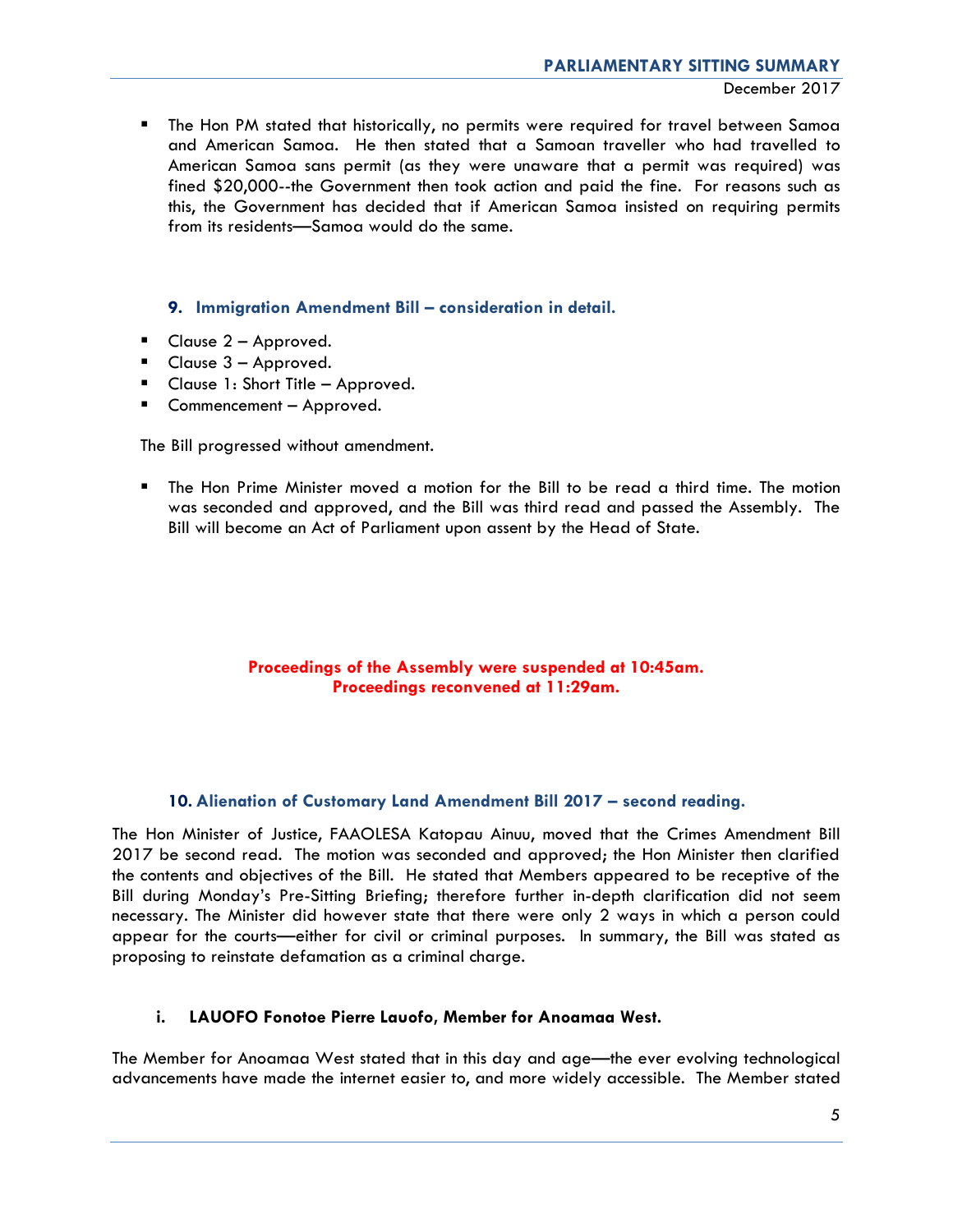- The Hon PM stated that historically, no permits were required for travel between Samoa and American Samoa. He then stated that a Samoan traveller who had travelled to American Samoa sans permit (as they were unaware that a permit was required) was fined $20,000--the Government then took action and paid the fine. For reasons such as this, the Government has decided that if American Samoa insisted on requiring permits from its residents—Samoa would do the same.

### 9. Immigration Amendment Bill – consideration in detail.

- Clause 2 – Approved.
- Clause 3 – Approved.
- Clause 1: Short Title – Approved.
- Commencement – Approved.

The Bill progressed without amendment.

- The Hon Prime Minister moved a motion for the Bill to be read a third time. The motion was seconded and approved, and the Bill was third read and passed the Assembly. The Bill will become an Act of Parliament upon assent by the Head of State.

**Proceedings of the Assembly were suspended at 10:45am.**
**Proceedings reconvened at 11:29am.**

### 10. Alienation of Customary Land Amendment Bill 2017 – second reading.

The Hon Minister of Justice, FAAOLESA Katopau Ainuu, moved that the Crimes Amendment Bill 2017 be second read. The motion was seconded and approved; the Hon Minister then clarified the contents and objectives of the Bill. He stated that Members appeared to be receptive of the Bill during Monday's Pre-Sitting Briefing; therefore further in-depth clarification did not seem necessary. The Minister did however state that there were only 2 ways in which a person could appear for the courts—either for civil or criminal purposes. In summary, the Bill was stated as proposing to reinstate defamation as a criminal charge.

#### i. LAUOFO Fonotoe Pierre Lauofo, Member for Anoamaa West.

The Member for Anoamaa West stated that in this day and age—the ever evolving technological advancements have made the internet easier to, and more widely accessible. The Member stated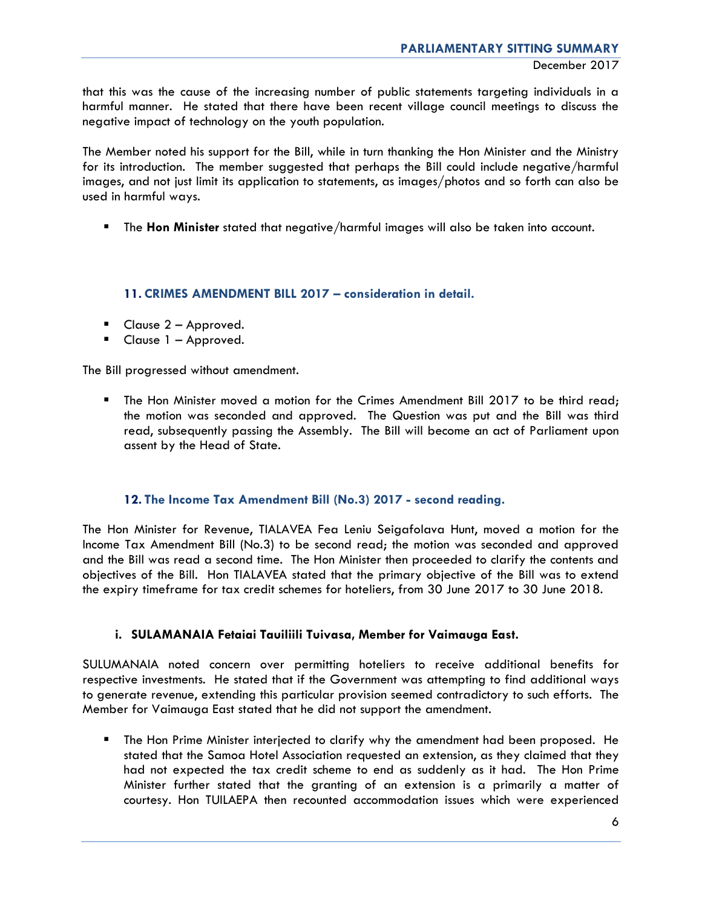that this was the cause of the increasing number of public statements targeting individuals in a harmful manner. He stated that there have been recent village council meetings to discuss the negative impact of technology on the youth population.

The Member noted his support for the Bill, while in turn thanking the Hon Minister and the Ministry for its introduction. The member suggested that perhaps the Bill could include negative/harmful images, and not just limit its application to statements, as images/photos and so forth can also be used in harmful ways.

- The **Hon Minister** stated that negative/harmful images will also be taken into account.

### 11. CRIMES AMENDMENT BILL 2017 – consideration in detail.

- Clause 2 – Approved.
- Clause 1 – Approved.

The Bill progressed without amendment.

- The Hon Minister moved a motion for the Crimes Amendment Bill 2017 to be third read; the motion was seconded and approved. The Question was put and the Bill was third read, subsequently passing the Assembly. The Bill will become an act of Parliament upon assent by the Head of State.

### 12. The Income Tax Amendment Bill (No.3) 2017 - second reading.

The Hon Minister for Revenue, TIALAVEA Fea Leniu Seigafolava Hunt, moved a motion for the Income Tax Amendment Bill (No.3) to be second read; the motion was seconded and approved and the Bill was read a second time. The Hon Minister then proceeded to clarify the contents and objectives of the Bill. Hon TIALAVEA stated that the primary objective of the Bill was to extend the expiry timeframe for tax credit schemes for hoteliers, from 30 June 2017 to 30 June 2018.

#### i. SULAMANAIA Fetaiai Tauiliili Tuivasa, Member for Vaimauga East.

SULUMANAIA noted concern over permitting hoteliers to receive additional benefits for respective investments. He stated that if the Government was attempting to find additional ways to generate revenue, extending this particular provision seemed contradictory to such efforts. The Member for Vaimauga East stated that he did not support the amendment.

- The Hon Prime Minister interjected to clarify why the amendment had been proposed. He stated that the Samoa Hotel Association requested an extension, as they claimed that they had not expected the tax credit scheme to end as suddenly as it had. The Hon Prime Minister further stated that the granting of an extension is a primarily a matter of courtesy. Hon TUILAEPA then recounted accommodation issues which were experienced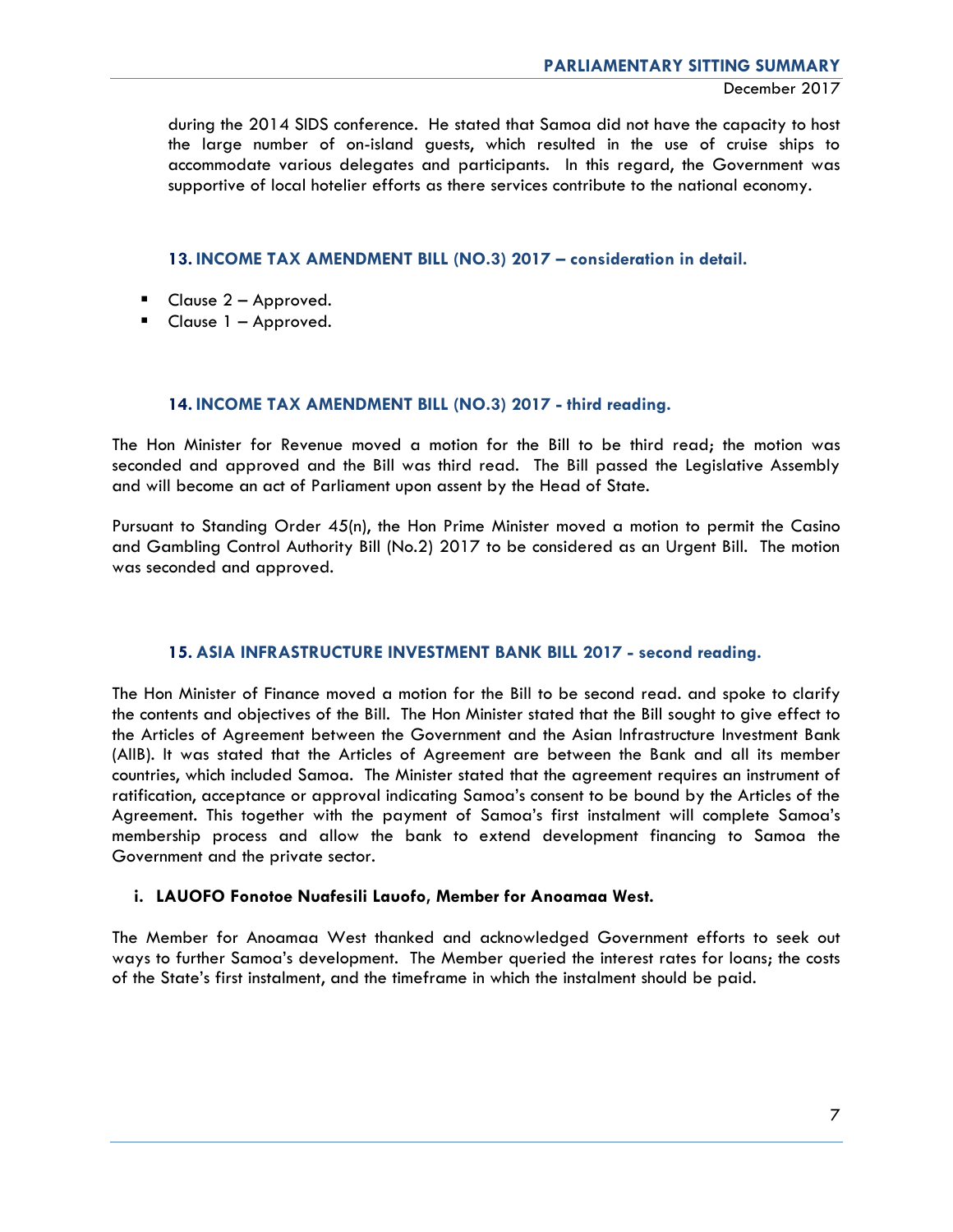during the 2014 SIDS conference. He stated that Samoa did not have the capacity to host the large number of on-island guests, which resulted in the use of cruise ships to accommodate various delegates and participants. In this regard, the Government was supportive of local hotelier efforts as there services contribute to the national economy.

### 13. INCOME TAX AMENDMENT BILL (NO.3) 2017 – consideration in detail.

- Clause 2 – Approved.
- Clause 1 – Approved.

### 14. INCOME TAX AMENDMENT BILL (NO.3) 2017 - third reading.

The Hon Minister for Revenue moved a motion for the Bill to be third read; the motion was seconded and approved and the Bill was third read. The Bill passed the Legislative Assembly and will become an act of Parliament upon assent by the Head of State.

Pursuant to Standing Order 45(n), the Hon Prime Minister moved a motion to permit the Casino and Gambling Control Authority Bill (No.2) 2017 to be considered as an Urgent Bill. The motion was seconded and approved.

### 15. ASIA INFRASTRUCTURE INVESTMENT BANK BILL 2017 - second reading.

The Hon Minister of Finance moved a motion for the Bill to be second read. and spoke to clarify the contents and objectives of the Bill. The Hon Minister stated that the Bill sought to give effect to the Articles of Agreement between the Government and the Asian Infrastructure Investment Bank (AIIB). It was stated that the Articles of Agreement are between the Bank and all its member countries, which included Samoa. The Minister stated that the agreement requires an instrument of ratification, acceptance or approval indicating Samoa's consent to be bound by the Articles of the Agreement. This together with the payment of Samoa's first instalment will complete Samoa's membership process and allow the bank to extend development financing to Samoa the Government and the private sector.

**i. LAUOFO Fonotoe Nuafesili Lauofo, Member for Anoamaa West.**

The Member for Anoamaa West thanked and acknowledged Government efforts to seek out ways to further Samoa's development. The Member queried the interest rates for loans; the costs of the State's first instalment, and the timeframe in which the instalment should be paid.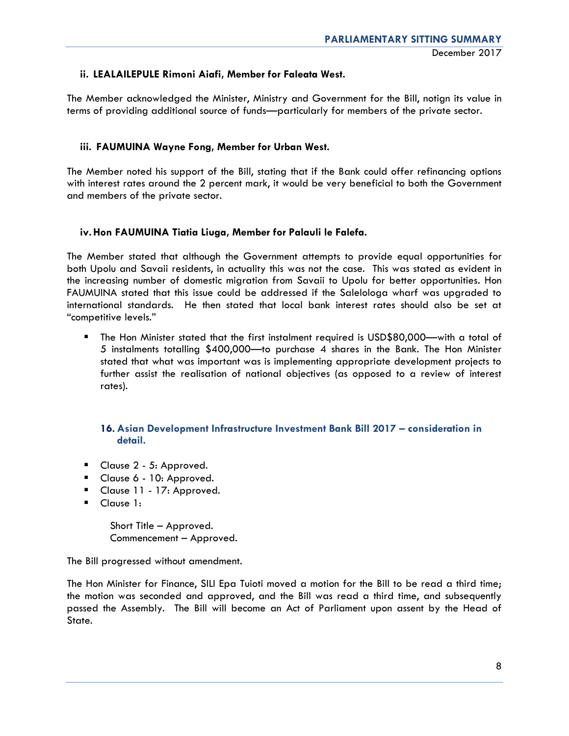#### ii. LEALAILEPULE Rimoni Aiafi, Member for Faleata West.

The Member acknowledged the Minister, Ministry and Government for the Bill, notign its value in terms of providing additional source of funds—particularly for members of the private sector.

#### iii. FAUMUINA Wayne Fong, Member for Urban West.

The Member noted his support of the Bill, stating that if the Bank could offer refinancing options with interest rates around the 2 percent mark, it would be very beneficial to both the Government and members of the private sector.

#### iv. Hon FAUMUINA Tiatia Liuga, Member for Palauli le Falefa.

The Member stated that although the Government attempts to provide equal opportunities for both Upolu and Savaii residents, in actuality this was not the case. This was stated as evident in the increasing number of domestic migration from Savaii to Upolu for better opportunities. Hon FAUMUINA stated that this issue could be addressed if the Salelologa wharf was upgraded to international standards. He then stated that local bank interest rates should also be set at "competitive levels."

- The Hon Minister stated that the first instalment required is USD$80,000—with a total of 5 instalments totalling $400,000—to purchase 4 shares in the Bank. The Hon Minister stated that what was important was is implementing appropriate development projects to further assist the realisation of national objectives (as opposed to a review of interest rates).

### 16. Asian Development Infrastructure Investment Bank Bill 2017 – consideration in detail.

- Clause 2 - 5: Approved.
- Clause 6 - 10: Approved.
- Clause 11 - 17: Approved.
- Clause 1:

  Short Title – Approved.
  Commencement – Approved.

The Bill progressed without amendment.

The Hon Minister for Finance, SILI Epa Tuioti moved a motion for the Bill to be read a third time; the motion was seconded and approved, and the Bill was read a third time, and subsequently passed the Assembly. The Bill will become an Act of Parliament upon assent by the Head of State.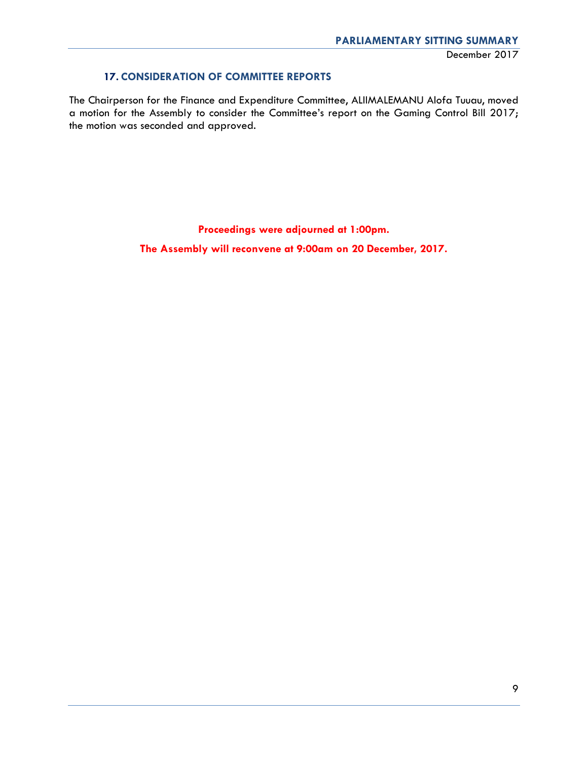## 17. CONSIDERATION OF COMMITTEE REPORTS

The Chairperson for the Finance and Expenditure Committee, ALIIMALEMANU Alofa Tuuau, moved a motion for the Assembly to consider the Committee's report on the Gaming Control Bill 2017; the motion was seconded and approved.

**Proceedings were adjourned at 1:00pm.**

**The Assembly will reconvene at 9:00am on 20 December, 2017.**